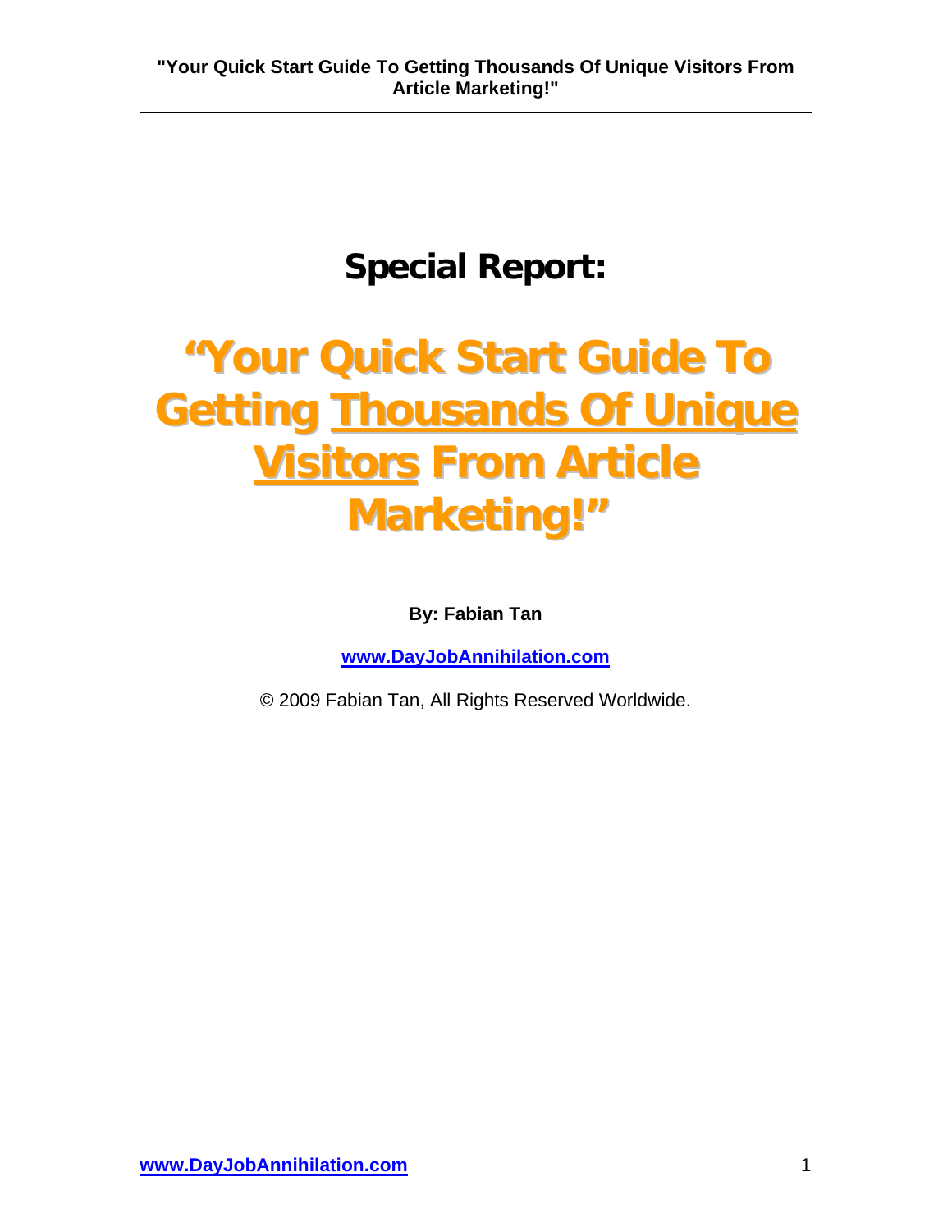# Special Report:

# "Your Quick Start Guide To Getting Thousands Of Unique Visitors From Article Marketing!"

**By: Fabian Tan**

**www.DayJobAnnihilation.com**

© 2009 Fabian Tan, All Rights Reserved Worldwide.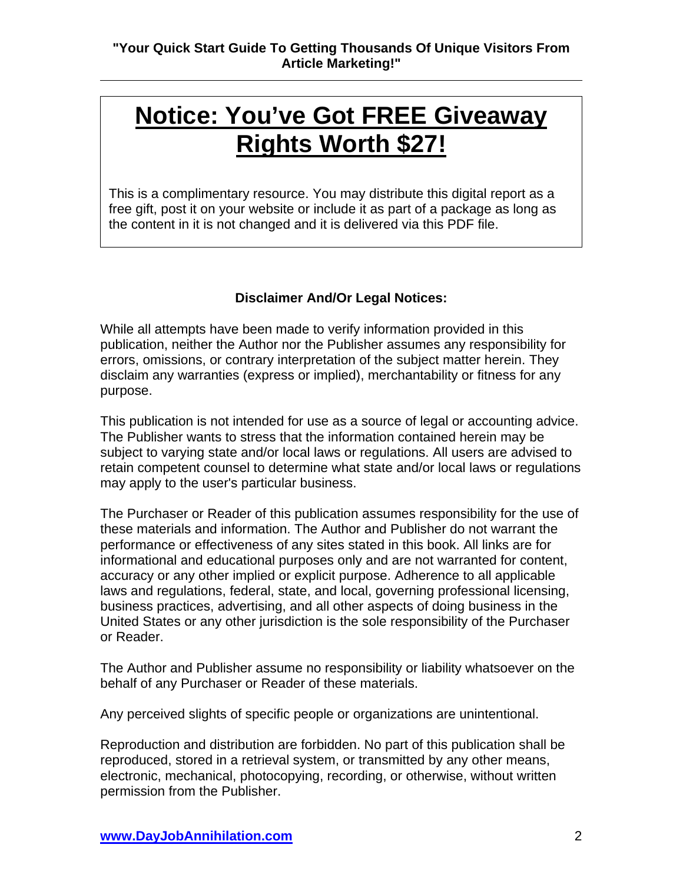# Notice: You've Got FREE Giveaway Rights Worth $27!

This is a complimentary resource. You may distribute this digital report as a free gift, post it on your website or include it as part of a package as long as the content in it is not changed and it is delivered via this PDF file.

**Disclaimer And/Or Legal Notices:**

While all attempts have been made to verify information provided in this publication, neither the Author nor the Publisher assumes any responsibility for errors, omissions, or contrary interpretation of the subject matter herein. They disclaim any warranties (express or implied), merchantability or fitness for any purpose.

This publication is not intended for use as a source of legal or accounting advice. The Publisher wants to stress that the information contained herein may be subject to varying state and/or local laws or regulations. All users are advised to retain competent counsel to determine what state and/or local laws or regulations may apply to the user's particular business.

The Purchaser or Reader of this publication assumes responsibility for the use of these materials and information. The Author and Publisher do not warrant the performance or effectiveness of any sites stated in this book. All links are for informational and educational purposes only and are not warranted for content, accuracy or any other implied or explicit purpose. Adherence to all applicable laws and regulations, federal, state, and local, governing professional licensing, business practices, advertising, and all other aspects of doing business in the United States or any other jurisdiction is the sole responsibility of the Purchaser or Reader.

The Author and Publisher assume no responsibility or liability whatsoever on the behalf of any Purchaser or Reader of these materials.

Any perceived slights of specific people or organizations are unintentional.

Reproduction and distribution are forbidden. No part of this publication shall be reproduced, stored in a retrieval system, or transmitted by any other means, electronic, mechanical, photocopying, recording, or otherwise, without written permission from the Publisher.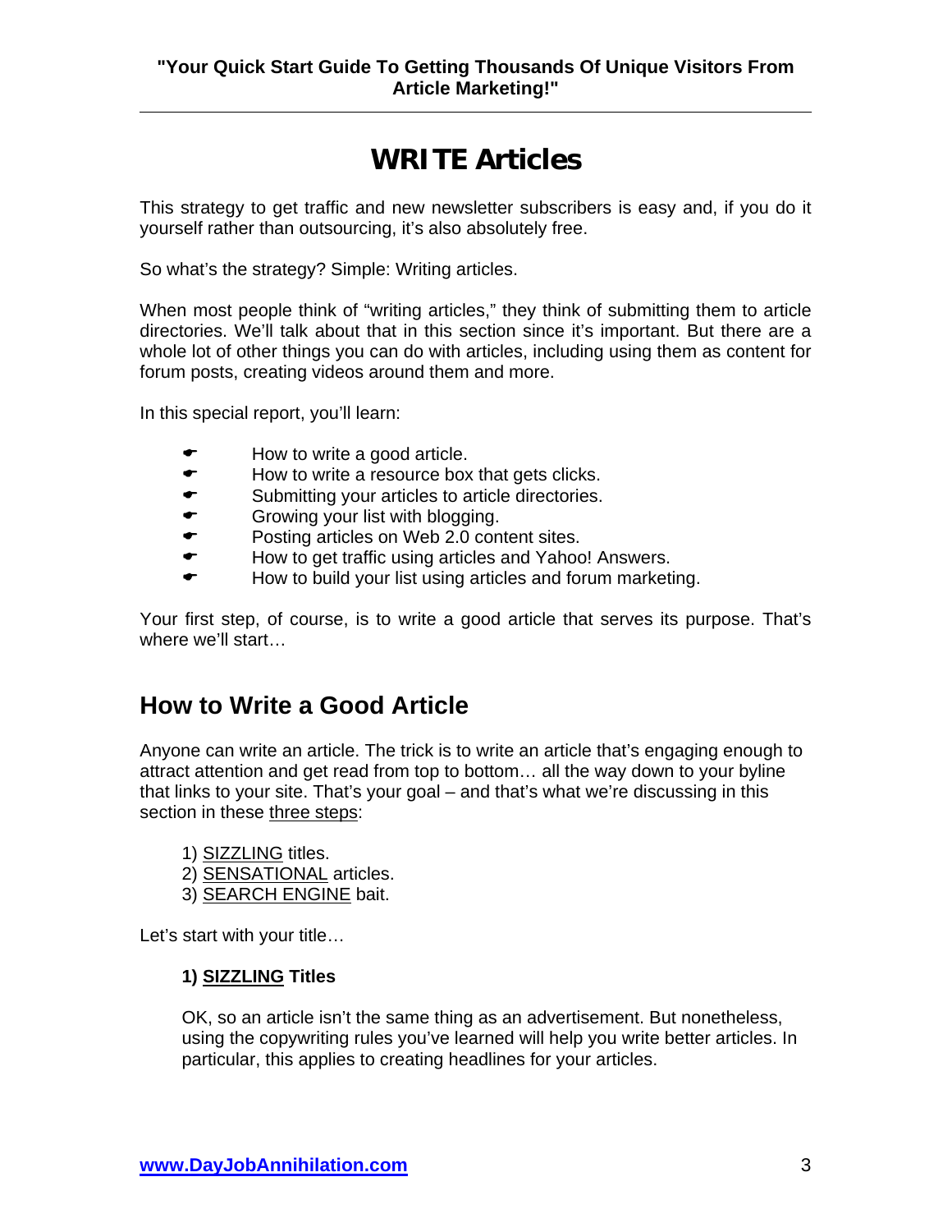# WRITE Articles

This strategy to get traffic and new newsletter subscribers is easy and, if you do it yourself rather than outsourcing, it's also absolutely free.

So what's the strategy? Simple: Writing articles.

When most people think of "writing articles," they think of submitting them to article directories. We'll talk about that in this section since it's important. But there are a whole lot of other things you can do with articles, including using them as content for forum posts, creating videos around them and more.

In this special report, you'll learn:

- How to write a good article.
- How to write a resource box that gets clicks.
- Submitting your articles to article directories.
- Growing your list with blogging.
- Posting articles on Web 2.0 content sites.
- How to get traffic using articles and Yahoo! Answers.
- How to build your list using articles and forum marketing.

Your first step, of course, is to write a good article that serves its purpose. That's where we'll start…

## How to Write a Good Article

Anyone can write an article. The trick is to write an article that's engaging enough to attract attention and get read from top to bottom… all the way down to your byline that links to your site. That's your goal – and that's what we're discussing in this section in these three steps:

1) SIZZLING titles.
2) SENSATIONAL articles.
3) SEARCH ENGINE bait.

Let's start with your title…

### 1) SIZZLING Titles

OK, so an article isn't the same thing as an advertisement. But nonetheless, using the copywriting rules you've learned will help you write better articles. In particular, this applies to creating headlines for your articles.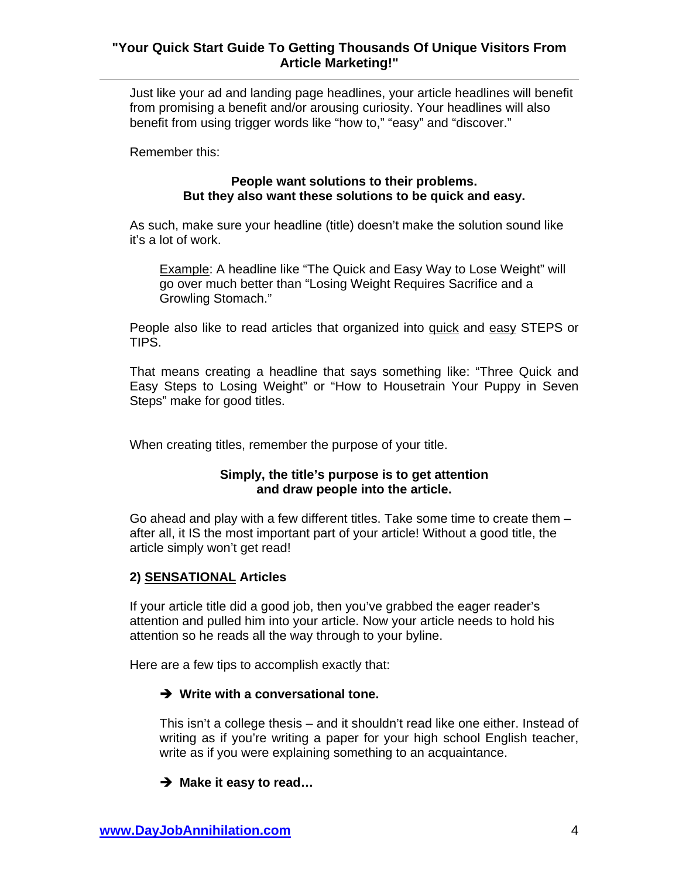Just like your ad and landing page headlines, your article headlines will benefit from promising a benefit and/or arousing curiosity. Your headlines will also benefit from using trigger words like "how to," "easy" and "discover."

Remember this:

**People want solutions to their problems.
But they also want these solutions to be quick and easy.**

As such, make sure your headline (title) doesn't make the solution sound like it's a lot of work.

> <u>Example</u>: A headline like "The Quick and Easy Way to Lose Weight" will go over much better than "Losing Weight Requires Sacrifice and a Growling Stomach."

People also like to read articles that organized into <u>quick</u> and <u>easy</u> STEPS or TIPS.

That means creating a headline that says something like: "Three Quick and Easy Steps to Losing Weight" or "How to Housetrain Your Puppy in Seven Steps" make for good titles.

When creating titles, remember the purpose of your title.

**Simply, the title's purpose is to get attention
and draw people into the article.**

Go ahead and play with a few different titles. Take some time to create them – after all, it IS the most important part of your article! Without a good title, the article simply won't get read!

### 2) <u>SENSATIONAL</u> Articles

If your article title did a good job, then you've grabbed the eager reader's attention and pulled him into your article. Now your article needs to hold his attention so he reads all the way through to your byline.

Here are a few tips to accomplish exactly that:

➔ **Write with a conversational tone.**

This isn't a college thesis – and it shouldn't read like one either. Instead of writing as if you're writing a paper for your high school English teacher, write as if you were explaining something to an acquaintance.

➔ **Make it easy to read…**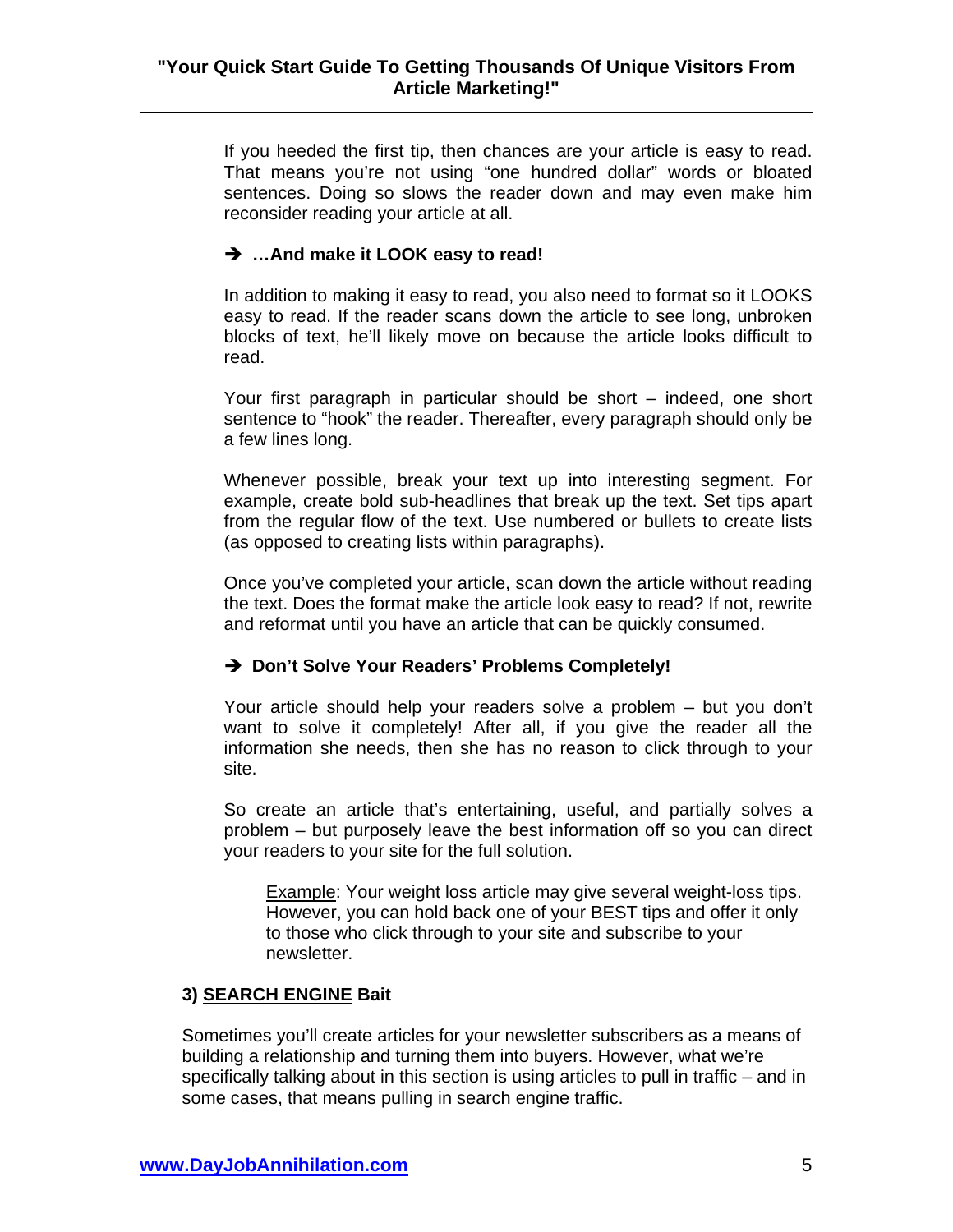If you heeded the first tip, then chances are your article is easy to read. That means you're not using "one hundred dollar" words or bloated sentences. Doing so slows the reader down and may even make him reconsider reading your article at all.

**➔ …And make it LOOK easy to read!**

In addition to making it easy to read, you also need to format so it LOOKS easy to read. If the reader scans down the article to see long, unbroken blocks of text, he'll likely move on because the article looks difficult to read.

Your first paragraph in particular should be short – indeed, one short sentence to "hook" the reader. Thereafter, every paragraph should only be a few lines long.

Whenever possible, break your text up into interesting segment. For example, create bold sub-headlines that break up the text. Set tips apart from the regular flow of the text. Use numbered or bullets to create lists (as opposed to creating lists within paragraphs).

Once you've completed your article, scan down the article without reading the text. Does the format make the article look easy to read? If not, rewrite and reformat until you have an article that can be quickly consumed.

**➔ Don't Solve Your Readers' Problems Completely!**

Your article should help your readers solve a problem – but you don't want to solve it completely! After all, if you give the reader all the information she needs, then she has no reason to click through to your site.

So create an article that's entertaining, useful, and partially solves a problem – but purposely leave the best information off so you can direct your readers to your site for the full solution.

> Example: Your weight loss article may give several weight-loss tips. However, you can hold back one of your BEST tips and offer it only to those who click through to your site and subscribe to your newsletter.

### 3) SEARCH ENGINE Bait

Sometimes you'll create articles for your newsletter subscribers as a means of building a relationship and turning them into buyers. However, what we're specifically talking about in this section is using articles to pull in traffic – and in some cases, that means pulling in search engine traffic.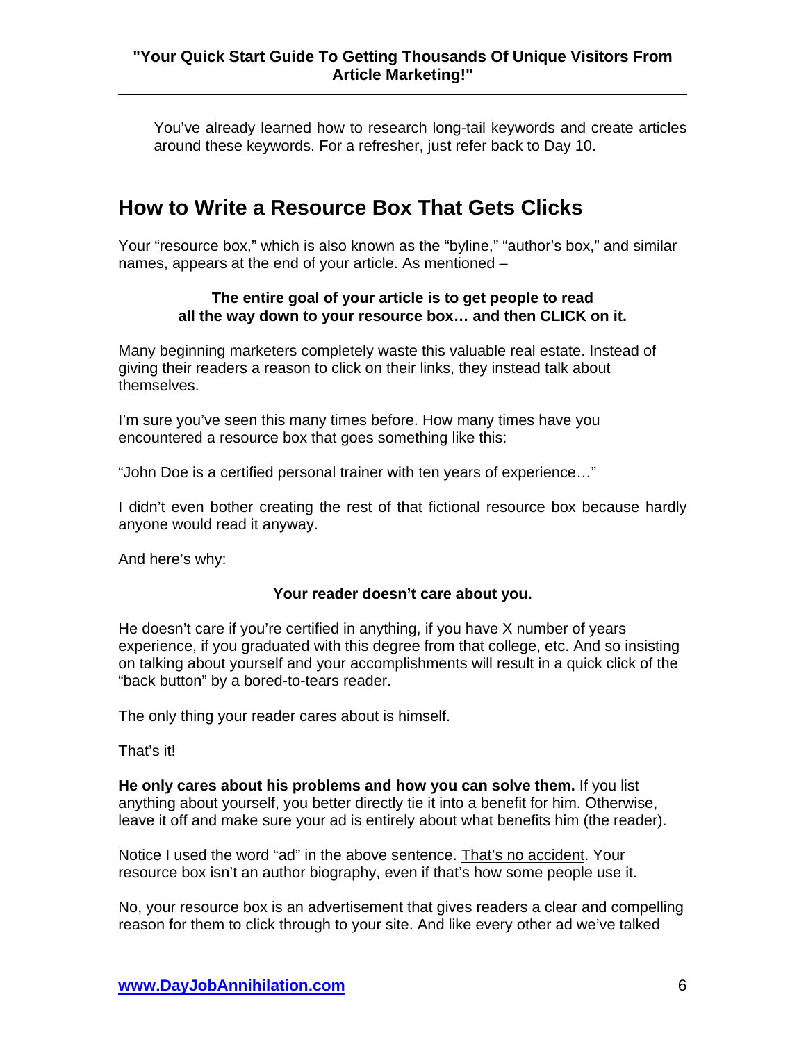You've already learned how to research long-tail keywords and create articles around these keywords. For a refresher, just refer back to Day 10.

## How to Write a Resource Box That Gets Clicks

Your "resource box," which is also known as the "byline," "author's box," and similar names, appears at the end of your article. As mentioned –

**The entire goal of your article is to get people to read all the way down to your resource box… and then CLICK on it.**

Many beginning marketers completely waste this valuable real estate. Instead of giving their readers a reason to click on their links, they instead talk about themselves.

I'm sure you've seen this many times before. How many times have you encountered a resource box that goes something like this:

"John Doe is a certified personal trainer with ten years of experience…"

I didn't even bother creating the rest of that fictional resource box because hardly anyone would read it anyway.

And here's why:

**Your reader doesn't care about you.**

He doesn't care if you're certified in anything, if you have X number of years experience, if you graduated with this degree from that college, etc. And so insisting on talking about yourself and your accomplishments will result in a quick click of the "back button" by a bored-to-tears reader.

The only thing your reader cares about is himself.

That's it!

**He only cares about his problems and how you can solve them.** If you list anything about yourself, you better directly tie it into a benefit for him. Otherwise, leave it off and make sure your ad is entirely about what benefits him (the reader).

Notice I used the word "ad" in the above sentence. That's no accident. Your resource box isn't an author biography, even if that's how some people use it.

No, your resource box is an advertisement that gives readers a clear and compelling reason for them to click through to your site. And like every other ad we've talked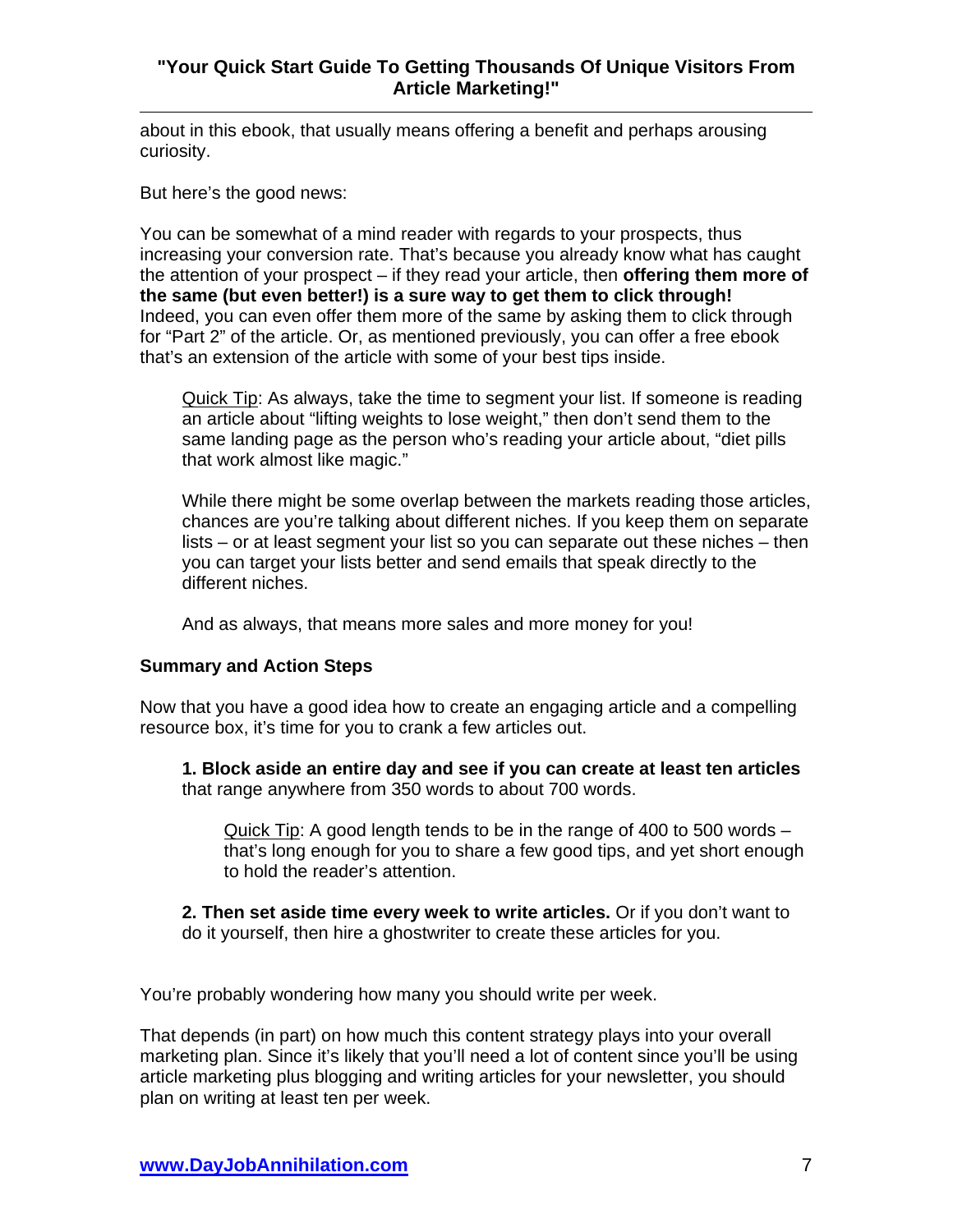about in this ebook, that usually means offering a benefit and perhaps arousing curiosity.

But here's the good news:

You can be somewhat of a mind reader with regards to your prospects, thus increasing your conversion rate. That's because you already know what has caught the attention of your prospect – if they read your article, then **offering them more of the same (but even better!) is a sure way to get them to click through!** Indeed, you can even offer them more of the same by asking them to click through for "Part 2" of the article. Or, as mentioned previously, you can offer a free ebook that's an extension of the article with some of your best tips inside.

> <u>Quick Tip</u>: As always, take the time to segment your list. If someone is reading an article about "lifting weights to lose weight," then don't send them to the same landing page as the person who's reading your article about, "diet pills that work almost like magic."
>
> While there might be some overlap between the markets reading those articles, chances are you're talking about different niches. If you keep them on separate lists – or at least segment your list so you can separate out these niches – then you can target your lists better and send emails that speak directly to the different niches.
>
> And as always, that means more sales and more money for you!

**Summary and Action Steps**

Now that you have a good idea how to create an engaging article and a compelling resource box, it's time for you to crank a few articles out.

**1. Block aside an entire day and see if you can create at least ten articles** that range anywhere from 350 words to about 700 words.

> <u>Quick Tip</u>: A good length tends to be in the range of 400 to 500 words – that's long enough for you to share a few good tips, and yet short enough to hold the reader's attention.

**2. Then set aside time every week to write articles.** Or if you don't want to do it yourself, then hire a ghostwriter to create these articles for you.

You're probably wondering how many you should write per week.

That depends (in part) on how much this content strategy plays into your overall marketing plan. Since it's likely that you'll need a lot of content since you'll be using article marketing plus blogging and writing articles for your newsletter, you should plan on writing at least ten per week.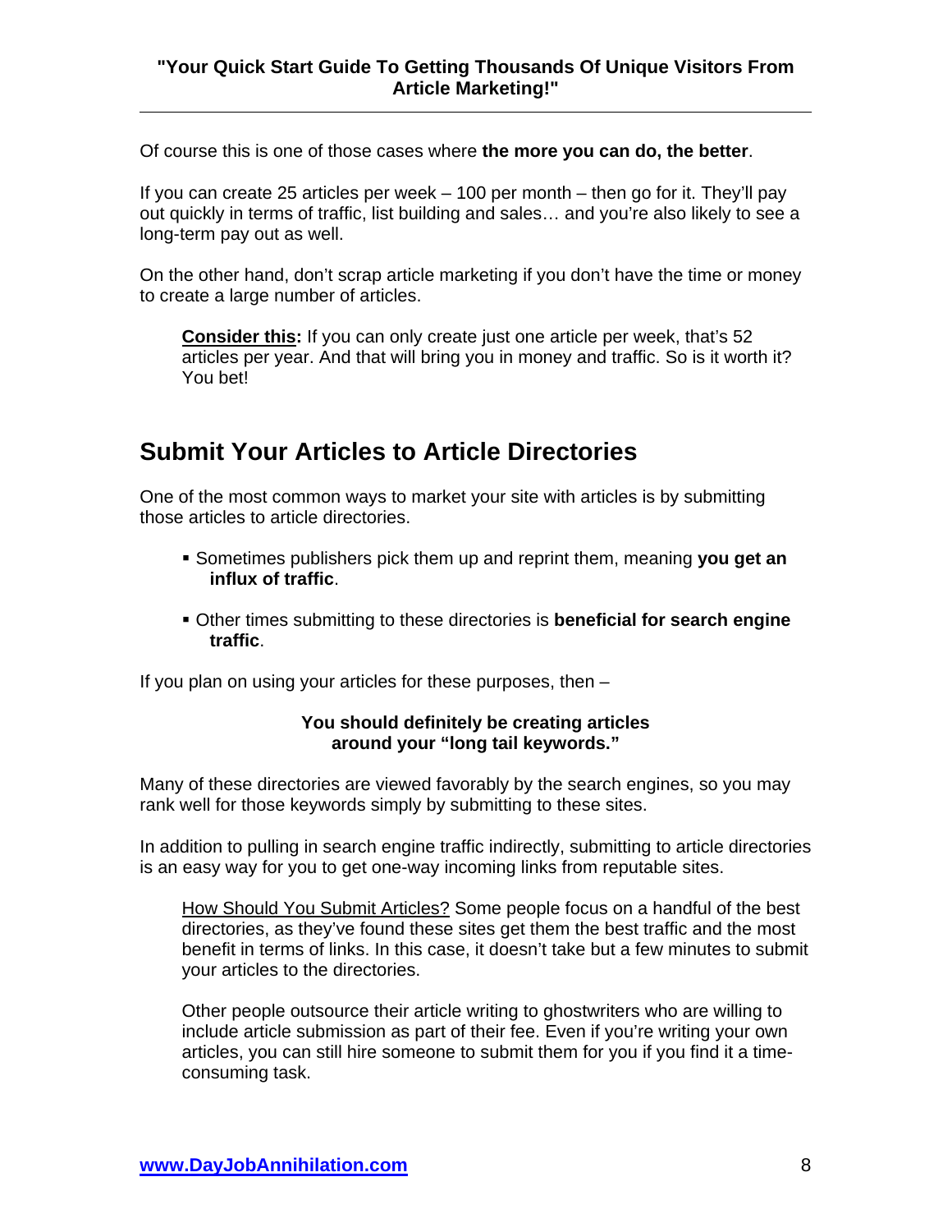Of course this is one of those cases where **the more you can do, the better**.

If you can create 25 articles per week – 100 per month – then go for it. They'll pay out quickly in terms of traffic, list building and sales… and you're also likely to see a long-term pay out as well.

On the other hand, don't scrap article marketing if you don't have the time or money to create a large number of articles.

> **Consider this:** If you can only create just one article per week, that's 52 articles per year. And that will bring you in money and traffic. So is it worth it? You bet!

## Submit Your Articles to Article Directories

One of the most common ways to market your site with articles is by submitting those articles to article directories.

- Sometimes publishers pick them up and reprint them, meaning **you get an influx of traffic**.
- Other times submitting to these directories is **beneficial for search engine traffic**.

If you plan on using your articles for these purposes, then –

**You should definitely be creating articles around your "long tail keywords."**

Many of these directories are viewed favorably by the search engines, so you may rank well for those keywords simply by submitting to these sites.

In addition to pulling in search engine traffic indirectly, submitting to article directories is an easy way for you to get one-way incoming links from reputable sites.

> How Should You Submit Articles? Some people focus on a handful of the best directories, as they've found these sites get them the best traffic and the most benefit in terms of links. In this case, it doesn't take but a few minutes to submit your articles to the directories.
>
> Other people outsource their article writing to ghostwriters who are willing to include article submission as part of their fee. Even if you're writing your own articles, you can still hire someone to submit them for you if you find it a time-consuming task.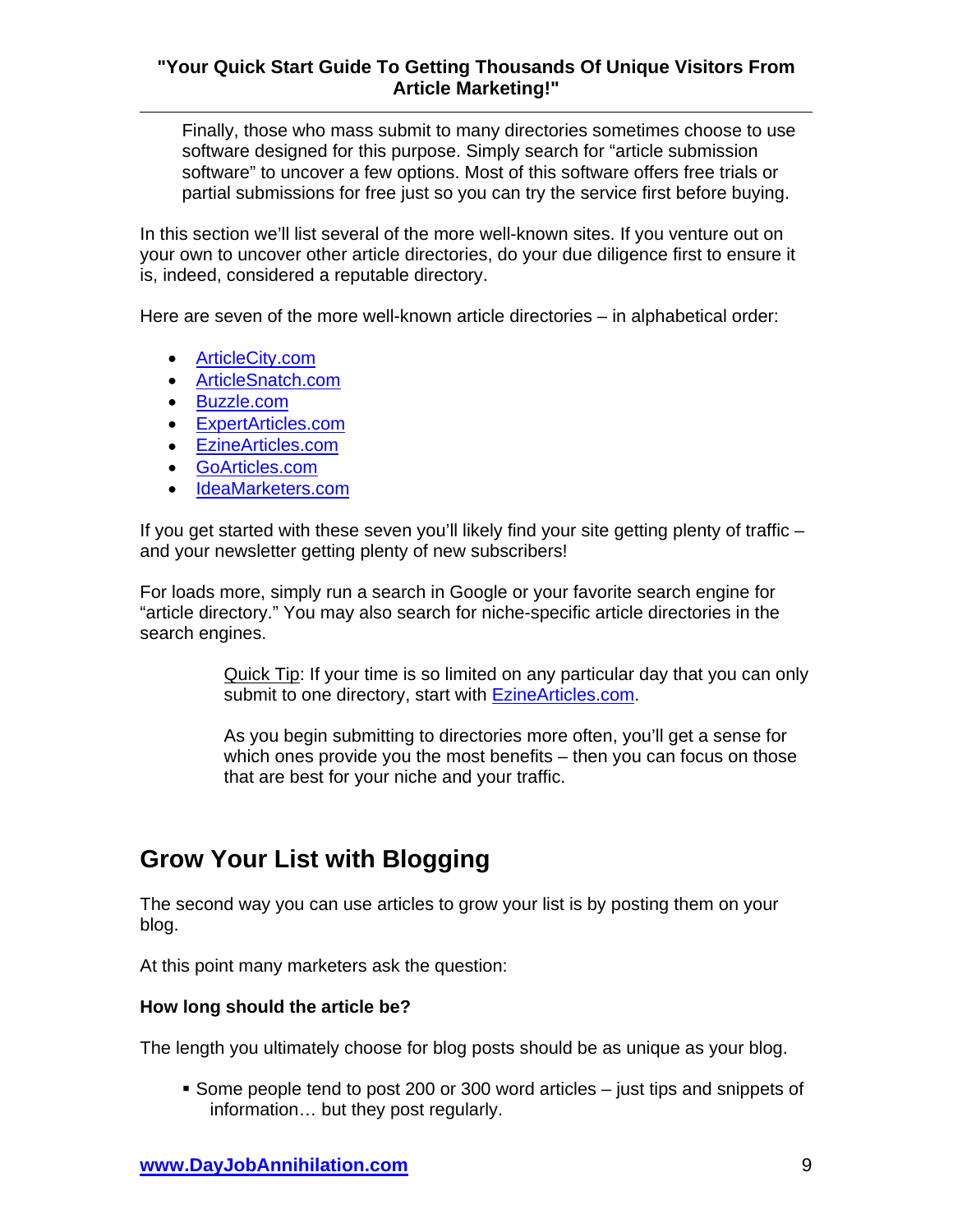Finally, those who mass submit to many directories sometimes choose to use software designed for this purpose. Simply search for "article submission software" to uncover a few options. Most of this software offers free trials or partial submissions for free just so you can try the service first before buying.

In this section we'll list several of the more well-known sites. If you venture out on your own to uncover other article directories, do your due diligence first to ensure it is, indeed, considered a reputable directory.

Here are seven of the more well-known article directories – in alphabetical order:

- ArticleCity.com
- ArticleSnatch.com
- Buzzle.com
- ExpertArticles.com
- EzineArticles.com
- GoArticles.com
- IdeaMarketers.com

If you get started with these seven you'll likely find your site getting plenty of traffic – and your newsletter getting plenty of new subscribers!

For loads more, simply run a search in Google or your favorite search engine for "article directory." You may also search for niche-specific article directories in the search engines.

> Quick Tip: If your time is so limited on any particular day that you can only submit to one directory, start with EzineArticles.com.
>
> As you begin submitting to directories more often, you'll get a sense for which ones provide you the most benefits – then you can focus on those that are best for your niche and your traffic.

## Grow Your List with Blogging

The second way you can use articles to grow your list is by posting them on your blog.

At this point many marketers ask the question:

**How long should the article be?**

The length you ultimately choose for blog posts should be as unique as your blog.

- Some people tend to post 200 or 300 word articles – just tips and snippets of information… but they post regularly.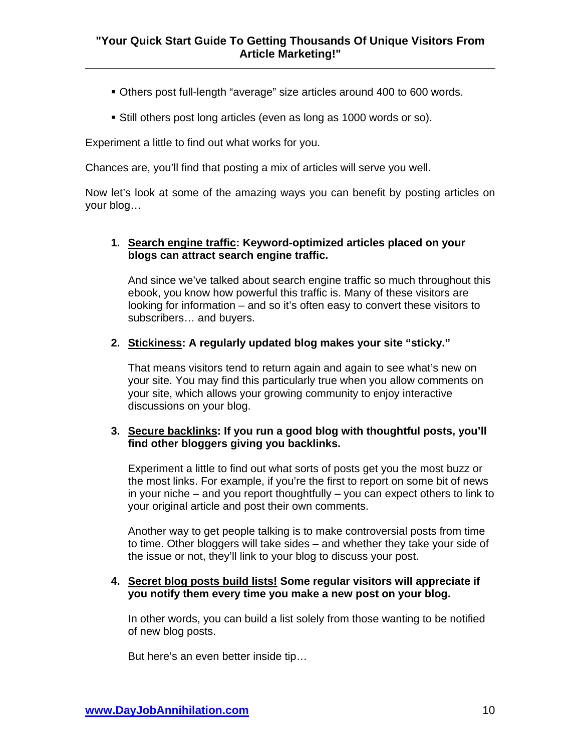- Others post full-length "average" size articles around 400 to 600 words.
- Still others post long articles (even as long as 1000 words or so).

Experiment a little to find out what works for you.

Chances are, you'll find that posting a mix of articles will serve you well.

Now let's look at some of the amazing ways you can benefit by posting articles on your blog…

1. **<u>Search engine traffic</u>: Keyword-optimized articles placed on your blogs can attract search engine traffic.**

   And since we've talked about search engine traffic so much throughout this ebook, you know how powerful this traffic is. Many of these visitors are looking for information – and so it's often easy to convert these visitors to subscribers… and buyers.

2. **<u>Stickiness</u>: A regularly updated blog makes your site "sticky."**

   That means visitors tend to return again and again to see what's new on your site. You may find this particularly true when you allow comments on your site, which allows your growing community to enjoy interactive discussions on your blog.

3. **<u>Secure backlinks</u>: If you run a good blog with thoughtful posts, you'll find other bloggers giving you backlinks.**

   Experiment a little to find out what sorts of posts get you the most buzz or the most links. For example, if you're the first to report on some bit of news in your niche – and you report thoughtfully – you can expect others to link to your original article and post their own comments.

   Another way to get people talking is to make controversial posts from time to time. Other bloggers will take sides – and whether they take your side of the issue or not, they'll link to your blog to discuss your post.

4. **<u>Secret blog posts build lists!</u> Some regular visitors will appreciate if you notify them every time you make a new post on your blog.**

   In other words, you can build a list solely from those wanting to be notified of new blog posts.

   But here's an even better inside tip…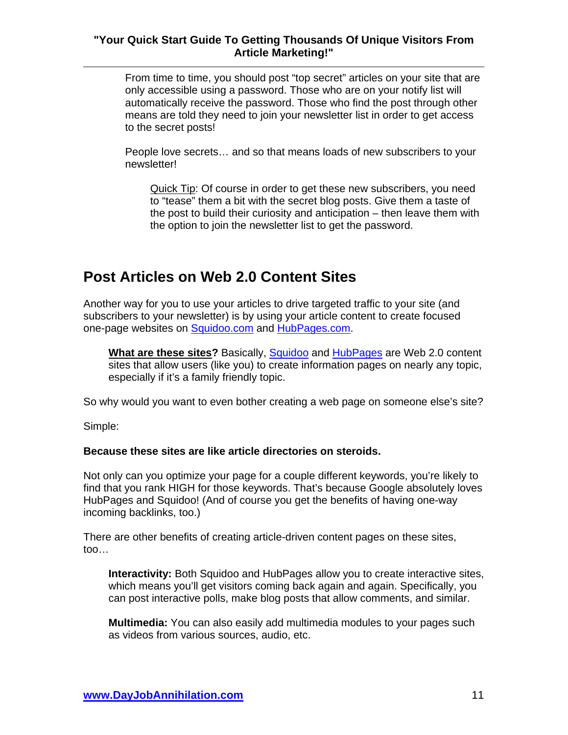From time to time, you should post “top secret” articles on your site that are only accessible using a password. Those who are on your notify list will automatically receive the password. Those who find the post through other means are told they need to join your newsletter list in order to get access to the secret posts!

People love secrets… and so that means loads of new subscribers to your newsletter!

> Quick Tip: Of course in order to get these new subscribers, you need to “tease” them a bit with the secret blog posts. Give them a taste of the post to build their curiosity and anticipation – then leave them with the option to join the newsletter list to get the password.

## Post Articles on Web 2.0 Content Sites

Another way for you to use your articles to drive targeted traffic to your site (and subscribers to your newsletter) is by using your article content to create focused one-page websites on Squidoo.com and HubPages.com.

> **What are these sites?** Basically, Squidoo and HubPages are Web 2.0 content sites that allow users (like you) to create information pages on nearly any topic, especially if it’s a family friendly topic.

So why would you want to even bother creating a web page on someone else’s site?

Simple:

**Because these sites are like article directories on steroids.**

Not only can you optimize your page for a couple different keywords, you’re likely to find that you rank HIGH for those keywords. That’s because Google absolutely loves HubPages and Squidoo! (And of course you get the benefits of having one-way incoming backlinks, too.)

There are other benefits of creating article-driven content pages on these sites, too…

> **Interactivity:** Both Squidoo and HubPages allow you to create interactive sites, which means you’ll get visitors coming back again and again. Specifically, you can post interactive polls, make blog posts that allow comments, and similar.
>
> **Multimedia:** You can also easily add multimedia modules to your pages such as videos from various sources, audio, etc.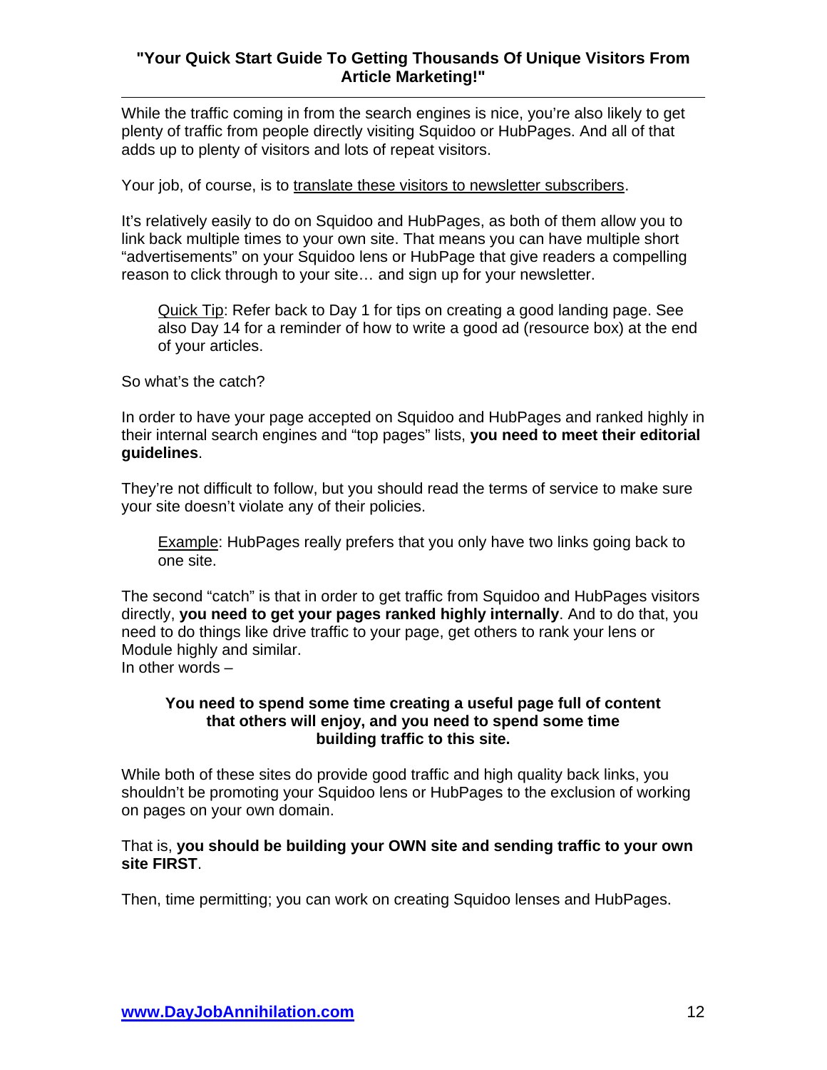While the traffic coming in from the search engines is nice, you're also likely to get plenty of traffic from people directly visiting Squidoo or HubPages. And all of that adds up to plenty of visitors and lots of repeat visitors.

Your job, of course, is to <u>translate these visitors to newsletter subscribers</u>.

It's relatively easily to do on Squidoo and HubPages, as both of them allow you to link back multiple times to your own site. That means you can have multiple short "advertisements" on your Squidoo lens or HubPage that give readers a compelling reason to click through to your site… and sign up for your newsletter.

> <u>Quick Tip</u>: Refer back to Day 1 for tips on creating a good landing page. See also Day 14 for a reminder of how to write a good ad (resource box) at the end of your articles.

So what's the catch?

In order to have your page accepted on Squidoo and HubPages and ranked highly in their internal search engines and "top pages" lists, **you need to meet their editorial guidelines**.

They're not difficult to follow, but you should read the terms of service to make sure your site doesn't violate any of their policies.

> <u>Example</u>: HubPages really prefers that you only have two links going back to one site.

The second "catch" is that in order to get traffic from Squidoo and HubPages visitors directly, **you need to get your pages ranked highly internally**. And to do that, you need to do things like drive traffic to your page, get others to rank your lens or Module highly and similar.
In other words –

**You need to spend some time creating a useful page full of content that others will enjoy, and you need to spend some time building traffic to this site.**

While both of these sites do provide good traffic and high quality back links, you shouldn't be promoting your Squidoo lens or HubPages to the exclusion of working on pages on your own domain.

That is, **you should be building your OWN site and sending traffic to your own site FIRST**.

Then, time permitting; you can work on creating Squidoo lenses and HubPages.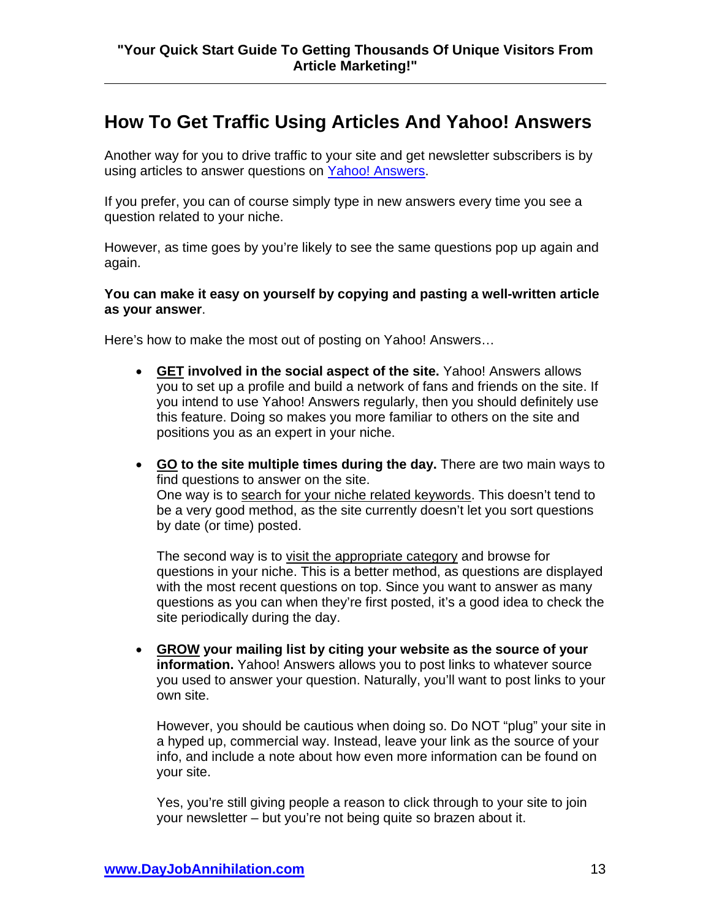## How To Get Traffic Using Articles And Yahoo! Answers

Another way for you to drive traffic to your site and get newsletter subscribers is by using articles to answer questions on Yahoo! Answers.

If you prefer, you can of course simply type in new answers every time you see a question related to your niche.

However, as time goes by you're likely to see the same questions pop up again and again.

**You can make it easy on yourself by copying and pasting a well-written article as your answer**.

Here's how to make the most out of posting on Yahoo! Answers…

- **GET involved in the social aspect of the site.** Yahoo! Answers allows you to set up a profile and build a network of fans and friends on the site. If you intend to use Yahoo! Answers regularly, then you should definitely use this feature. Doing so makes you more familiar to others on the site and positions you as an expert in your niche.

- **GO to the site multiple times during the day.** There are two main ways to find questions to answer on the site.
  One way is to search for your niche related keywords. This doesn't tend to be a very good method, as the site currently doesn't let you sort questions by date (or time) posted.

  The second way is to visit the appropriate category and browse for questions in your niche. This is a better method, as questions are displayed with the most recent questions on top. Since you want to answer as many questions as you can when they're first posted, it's a good idea to check the site periodically during the day.

- **GROW your mailing list by citing your website as the source of your information.** Yahoo! Answers allows you to post links to whatever source you used to answer your question. Naturally, you'll want to post links to your own site.

  However, you should be cautious when doing so. Do NOT "plug" your site in a hyped up, commercial way. Instead, leave your link as the source of your info, and include a note about how even more information can be found on your site.

  Yes, you're still giving people a reason to click through to your site to join your newsletter – but you're not being quite so brazen about it.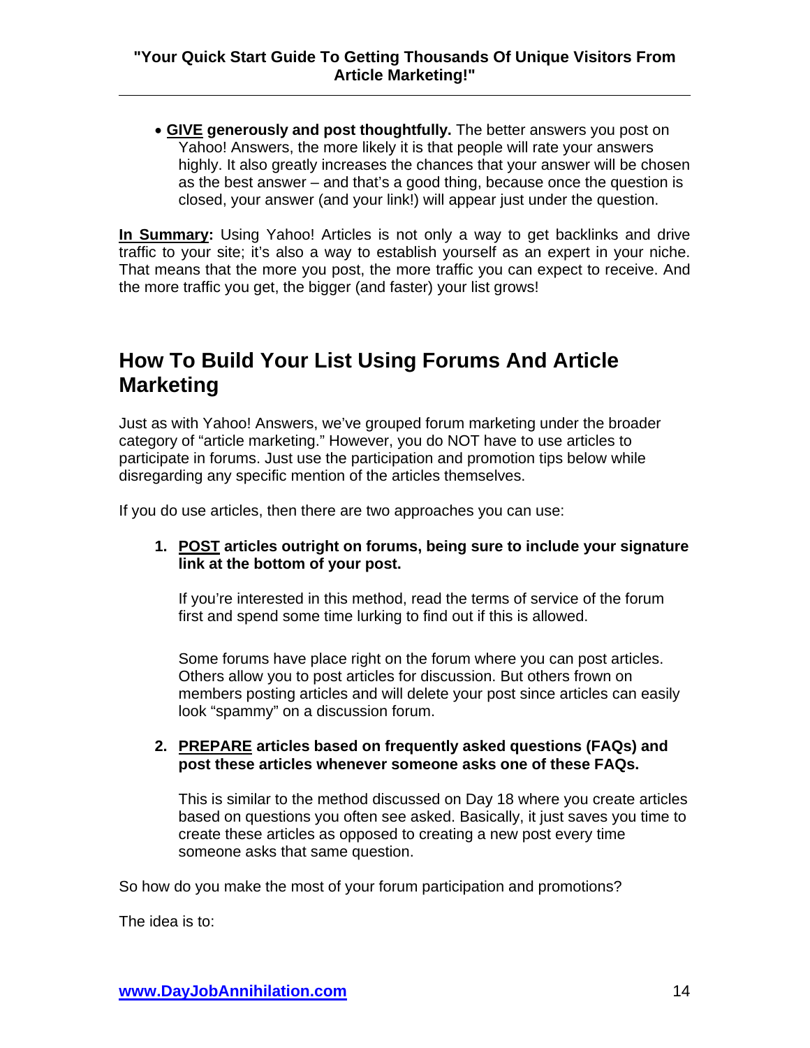- <u>**GIVE**</u> **generously and post thoughtfully.** The better answers you post on Yahoo! Answers, the more likely it is that people will rate your answers highly. It also greatly increases the chances that your answer will be chosen as the best answer – and that's a good thing, because once the question is closed, your answer (and your link!) will appear just under the question.

<u>**In Summary**</u>**:** Using Yahoo! Articles is not only a way to get backlinks and drive traffic to your site; it's also a way to establish yourself as an expert in your niche. That means that the more you post, the more traffic you can expect to receive. And the more traffic you get, the bigger (and faster) your list grows!

## How To Build Your List Using Forums And Article Marketing

Just as with Yahoo! Answers, we've grouped forum marketing under the broader category of "article marketing." However, you do NOT have to use articles to participate in forums. Just use the participation and promotion tips below while disregarding any specific mention of the articles themselves.

If you do use articles, then there are two approaches you can use:

1. <u>**POST**</u> **articles outright on forums, being sure to include your signature link at the bottom of your post.**

   If you're interested in this method, read the terms of service of the forum first and spend some time lurking to find out if this is allowed.

   Some forums have place right on the forum where you can post articles. Others allow you to post articles for discussion. But others frown on members posting articles and will delete your post since articles can easily look "spammy" on a discussion forum.

2. <u>**PREPARE**</u> **articles based on frequently asked questions (FAQs) and post these articles whenever someone asks one of these FAQs.**

   This is similar to the method discussed on Day 18 where you create articles based on questions you often see asked. Basically, it just saves you time to create these articles as opposed to creating a new post every time someone asks that same question.

So how do you make the most of your forum participation and promotions?

The idea is to: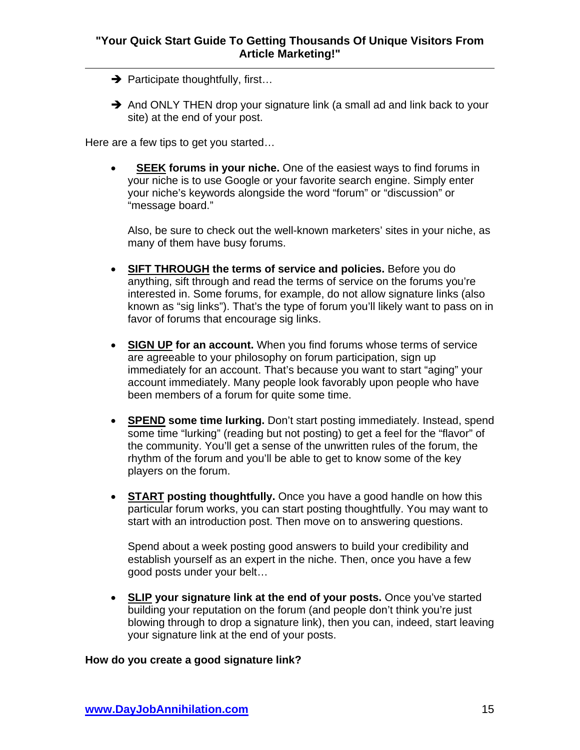- ➔ Participate thoughtfully, first…
- ➔ And ONLY THEN drop your signature link (a small ad and link back to your site) at the end of your post.

Here are a few tips to get you started…

- **SEEK forums in your niche.** One of the easiest ways to find forums in your niche is to use Google or your favorite search engine. Simply enter your niche's keywords alongside the word "forum" or "discussion" or "message board."

  Also, be sure to check out the well-known marketers' sites in your niche, as many of them have busy forums.

- **SIFT THROUGH the terms of service and policies.** Before you do anything, sift through and read the terms of service on the forums you're interested in. Some forums, for example, do not allow signature links (also known as "sig links"). That's the type of forum you'll likely want to pass on in favor of forums that encourage sig links.

- **SIGN UP for an account.** When you find forums whose terms of service are agreeable to your philosophy on forum participation, sign up immediately for an account. That's because you want to start "aging" your account immediately. Many people look favorably upon people who have been members of a forum for quite some time.

- **SPEND some time lurking.** Don't start posting immediately. Instead, spend some time "lurking" (reading but not posting) to get a feel for the "flavor" of the community. You'll get a sense of the unwritten rules of the forum, the rhythm of the forum and you'll be able to get to know some of the key players on the forum.

- **START posting thoughtfully.** Once you have a good handle on how this particular forum works, you can start posting thoughtfully. You may want to start with an introduction post. Then move on to answering questions.

  Spend about a week posting good answers to build your credibility and establish yourself as an expert in the niche. Then, once you have a few good posts under your belt…

- **SLIP your signature link at the end of your posts.** Once you've started building your reputation on the forum (and people don't think you're just blowing through to drop a signature link), then you can, indeed, start leaving your signature link at the end of your posts.

**How do you create a good signature link?**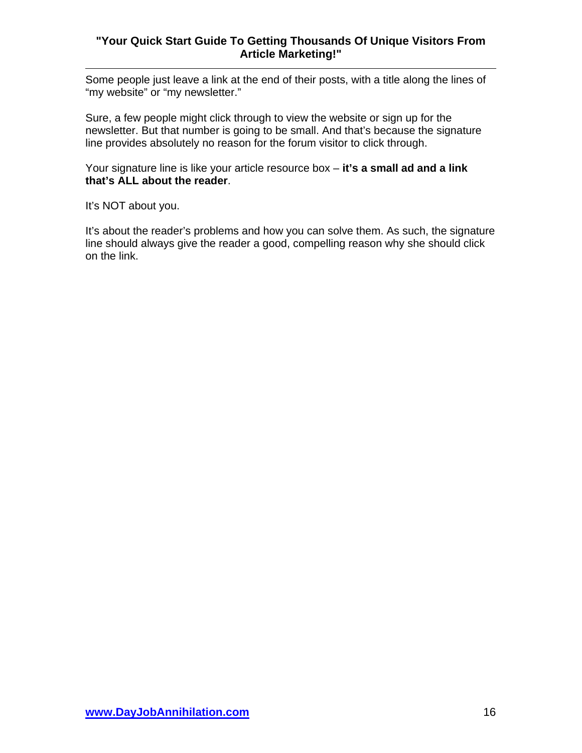Some people just leave a link at the end of their posts, with a title along the lines of "my website" or "my newsletter."

Sure, a few people might click through to view the website or sign up for the newsletter. But that number is going to be small. And that's because the signature line provides absolutely no reason for the forum visitor to click through.

Your signature line is like your article resource box – **it's a small ad and a link that's ALL about the reader**.

It's NOT about you.

It's about the reader's problems and how you can solve them. As such, the signature line should always give the reader a good, compelling reason why she should click on the link.